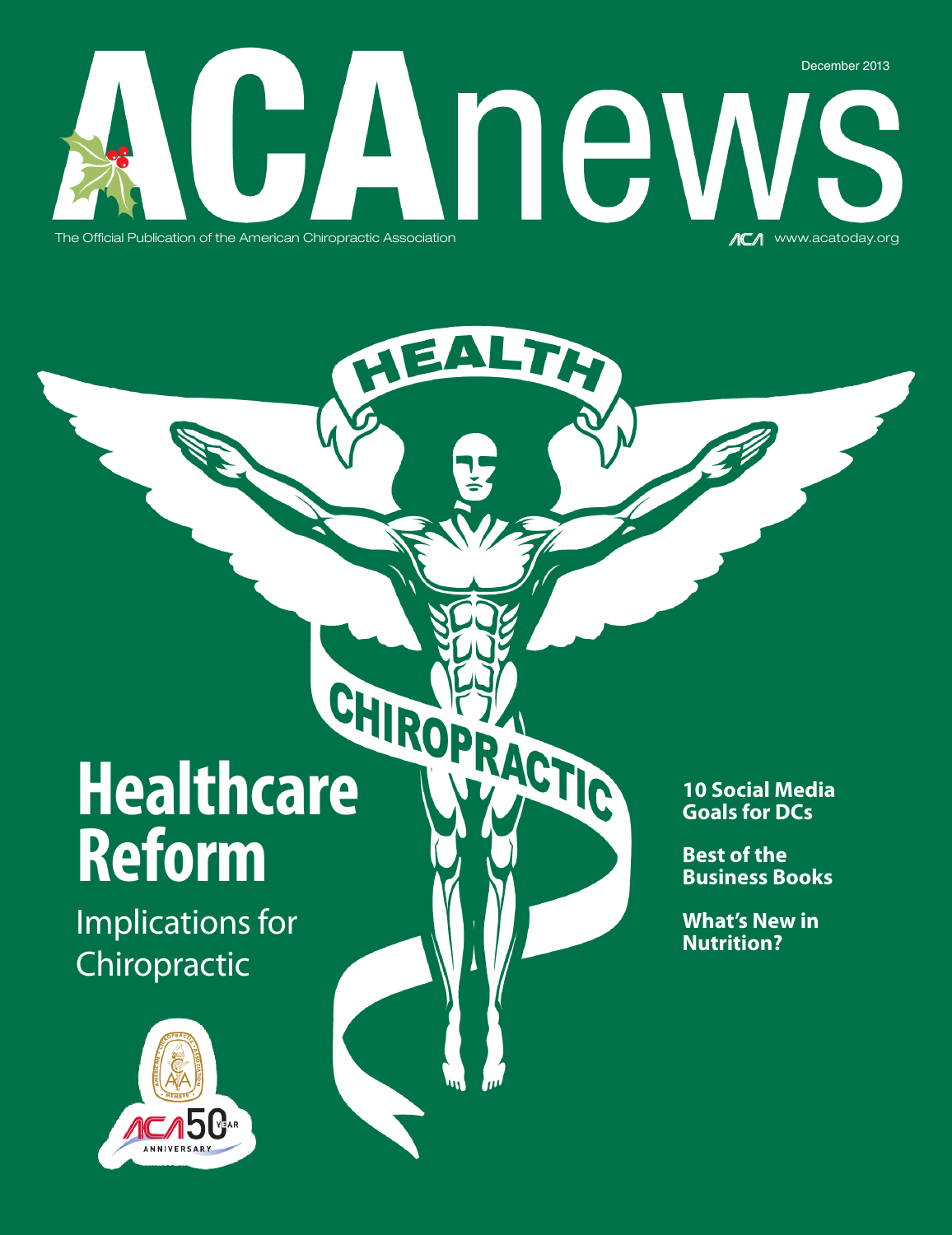# ACAnews

December 2013

The Official Publication of the American Chiropractic Association

www.acatoday.org

HEALTH

CHIROPRACTIC

## Healthcare Reform

Implications for Chiropractic

**10 Social Media Goals for DCs**

**Best of the Business Books**

**What's New in Nutrition?**

ACA 50 YEAR ANNIVERSARY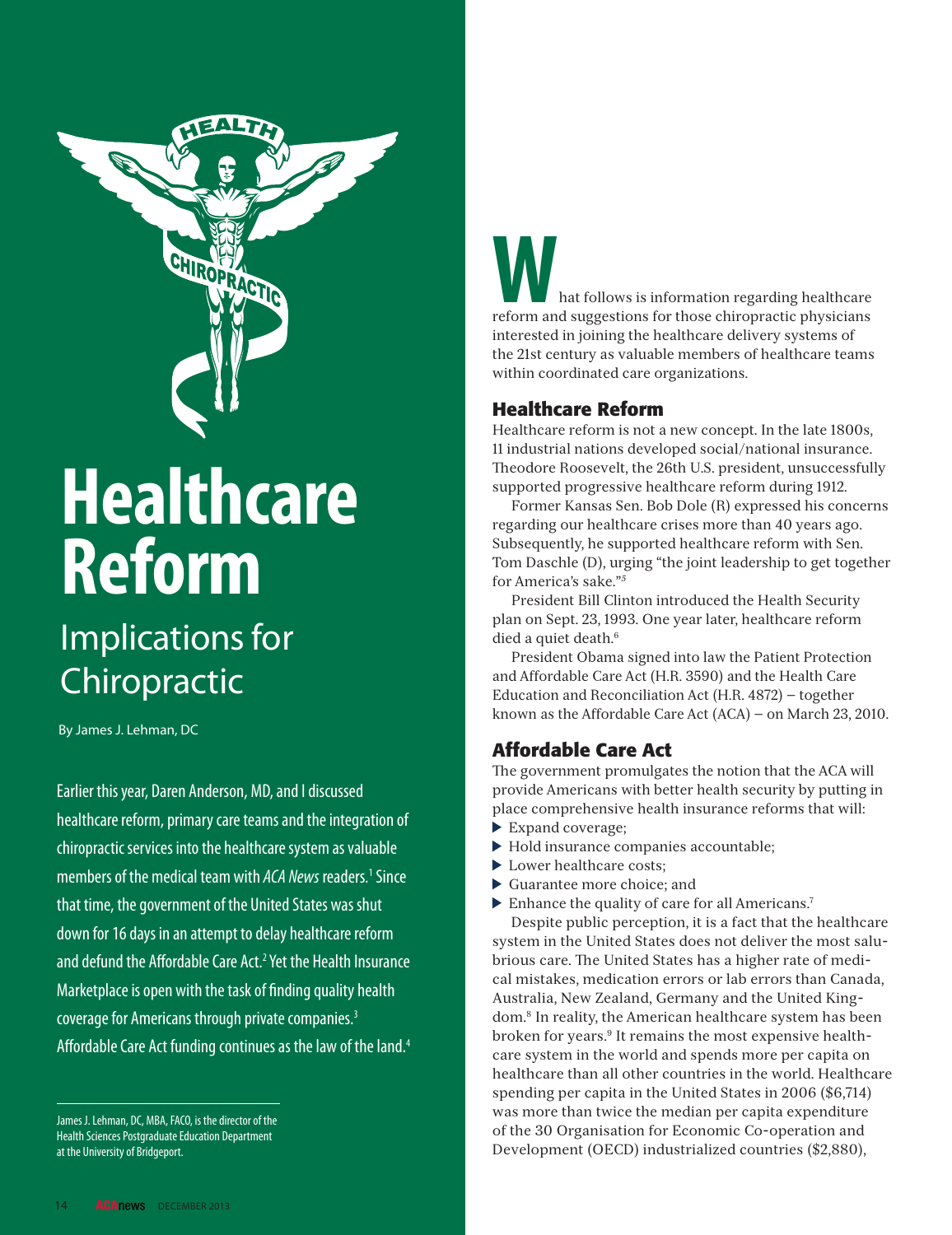# Healthcare Reform

## Implications for Chiropractic

By James J. Lehman, DC

Earlier this year, Daren Anderson, MD, and I discussed healthcare reform, primary care teams and the integration of chiropractic services into the healthcare system as valuable members of the medical team with *ACA News* readers.[1] Since that time, the government of the United States was shut down for 16 days in an attempt to delay healthcare reform and defund the Affordable Care Act.[2] Yet the Health Insurance Marketplace is open with the task of finding quality health coverage for Americans through private companies.[3] Affordable Care Act funding continues as the law of the land.[4]

James J. Lehman, DC, MBA, FACO, is the director of the Health Sciences Postgraduate Education Department at the University of Bridgeport.

What follows is information regarding healthcare reform and suggestions for those chiropractic physicians interested in joining the healthcare delivery systems of the 21st century as valuable members of healthcare teams within coordinated care organizations.

### Healthcare Reform

Healthcare reform is not a new concept. In the late 1800s, 11 industrial nations developed social/national insurance. Theodore Roosevelt, the 26th U.S. president, unsuccessfully supported progressive healthcare reform during 1912.

Former Kansas Sen. Bob Dole (R) expressed his concerns regarding our healthcare crises more than 40 years ago. Subsequently, he supported healthcare reform with Sen. Tom Daschle (D), urging "the joint leadership to get together for America's sake."[5]

President Bill Clinton introduced the Health Security plan on Sept. 23, 1993. One year later, healthcare reform died a quiet death.[6]

President Obama signed into law the Patient Protection and Affordable Care Act (H.R. 3590) and the Health Care Education and Reconciliation Act (H.R. 4872) – together known as the Affordable Care Act (ACA) – on March 23, 2010.

### Affordable Care Act

The government promulgates the notion that the ACA will provide Americans with better health security by putting in place comprehensive health insurance reforms that will:

- Expand coverage;
- Hold insurance companies accountable;
- Lower healthcare costs;
- Guarantee more choice; and
- Enhance the quality of care for all Americans.[7]

Despite public perception, it is a fact that the healthcare system in the United States does not deliver the most salubrious care. The United States has a higher rate of medical mistakes, medication errors or lab errors than Canada, Australia, New Zealand, Germany and the United Kingdom.[8] In reality, the American healthcare system has been broken for years.[9] It remains the most expensive healthcare system in the world and spends more per capita on healthcare than all other countries in the world. Healthcare spending per capita in the United States in 2006 ($6,714) was more than twice the median per capita expenditure of the 30 Organisation for Economic Co-operation and Development (OECD) industrialized countries ($2,880),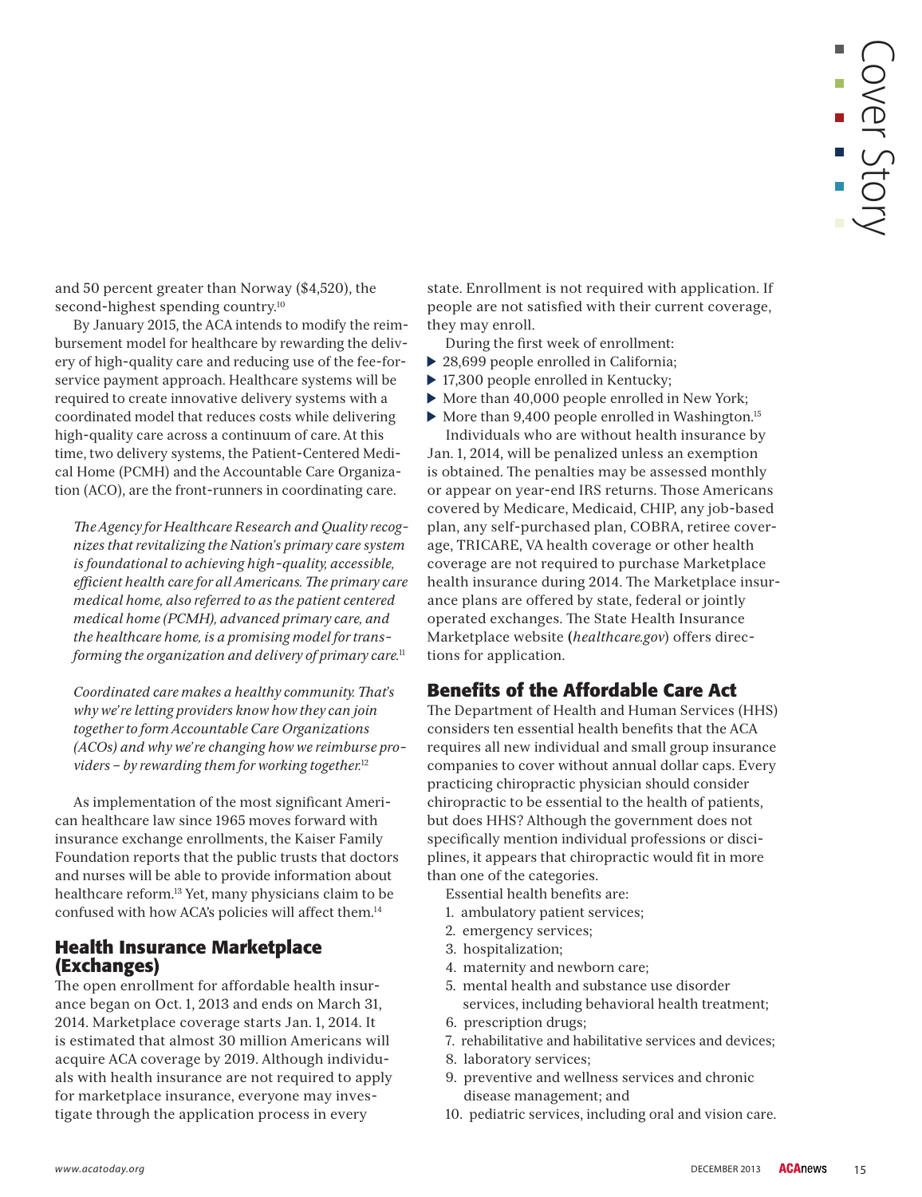and 50 percent greater than Norway ($4,520), the second-highest spending country.[10]

By January 2015, the ACA intends to modify the reimbursement model for healthcare by rewarding the delivery of high-quality care and reducing use of the fee-for-service payment approach. Healthcare systems will be required to create innovative delivery systems with a coordinated model that reduces costs while delivering high-quality care across a continuum of care. At this time, two delivery systems, the Patient-Centered Medical Home (PCMH) and the Accountable Care Organization (ACO), are the front-runners in coordinating care.

> *The Agency for Healthcare Research and Quality recognizes that revitalizing the Nation's primary care system is foundational to achieving high-quality, accessible, efficient health care for all Americans. The primary care medical home, also referred to as the patient centered medical home (PCMH), advanced primary care, and the healthcare home, is a promising model for transforming the organization and delivery of primary care.*[11]

> *Coordinated care makes a healthy community. That's why we're letting providers know how they can join together to form Accountable Care Organizations (ACOs) and why we're changing how we reimburse providers – by rewarding them for working together.*[12]

As implementation of the most significant American healthcare law since 1965 moves forward with insurance exchange enrollments, the Kaiser Family Foundation reports that the public trusts that doctors and nurses will be able to provide information about healthcare reform.[13] Yet, many physicians claim to be confused with how ACA's policies will affect them.[14]

## Health Insurance Marketplace (Exchanges)

The open enrollment for affordable health insurance began on Oct. 1, 2013 and ends on March 31, 2014. Marketplace coverage starts Jan. 1, 2014. It is estimated that almost 30 million Americans will acquire ACA coverage by 2019. Although individuals with health insurance are not required to apply for marketplace insurance, everyone may investigate through the application process in every state. Enrollment is not required with application. If people are not satisfied with their current coverage, they may enroll.

During the first week of enrollment:

- 28,699 people enrolled in California;
- 17,300 people enrolled in Kentucky;
- More than 40,000 people enrolled in New York;
- More than 9,400 people enrolled in Washington.[15]

Individuals who are without health insurance by Jan. 1, 2014, will be penalized unless an exemption is obtained. The penalties may be assessed monthly or appear on year-end IRS returns. Those Americans covered by Medicare, Medicaid, CHIP, any job-based plan, any self-purchased plan, COBRA, retiree coverage, TRICARE, VA health coverage or other health coverage are not required to purchase Marketplace health insurance during 2014. The Marketplace insurance plans are offered by state, federal or jointly operated exchanges. The State Health Insurance Marketplace website (*healthcare.gov*) offers directions for application.

## Benefits of the Affordable Care Act

The Department of Health and Human Services (HHS) considers ten essential health benefits that the ACA requires all new individual and small group insurance companies to cover without annual dollar caps. Every practicing chiropractic physician should consider chiropractic to be essential to the health of patients, but does HHS? Although the government does not specifically mention individual professions or disciplines, it appears that chiropractic would fit in more than one of the categories.

Essential health benefits are:

1. ambulatory patient services;
2. emergency services;
3. hospitalization;
4. maternity and newborn care;
5. mental health and substance use disorder services, including behavioral health treatment;
6. prescription drugs;
7. rehabilitative and habilitative services and devices;
8. laboratory services;
9. preventive and wellness services and chronic disease management; and
10. pediatric services, including oral and vision care.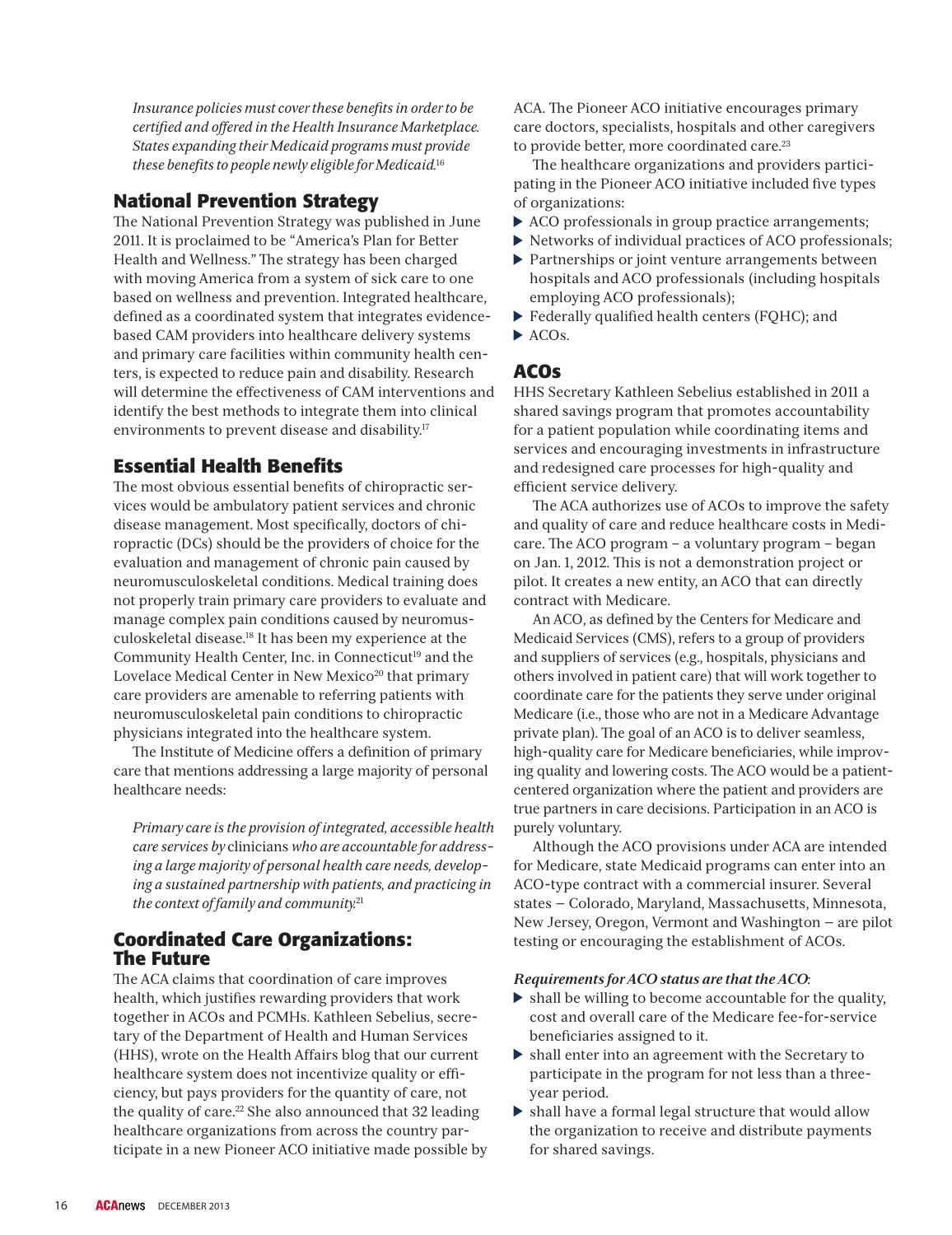*Insurance policies must cover these benefits in order to be certified and offered in the Health Insurance Marketplace. States expanding their Medicaid programs must provide these benefits to people newly eligible for Medicaid.*[16]

## National Prevention Strategy

The National Prevention Strategy was published in June 2011. It is proclaimed to be "America's Plan for Better Health and Wellness." The strategy has been charged with moving America from a system of sick care to one based on wellness and prevention. Integrated healthcare, defined as a coordinated system that integrates evidence-based CAM providers into healthcare delivery systems and primary care facilities within community health centers, is expected to reduce pain and disability. Research will determine the effectiveness of CAM interventions and identify the best methods to integrate them into clinical environments to prevent disease and disability.[17]

## Essential Health Benefits

The most obvious essential benefits of chiropractic services would be ambulatory patient services and chronic disease management. Most specifically, doctors of chiropractic (DCs) should be the providers of choice for the evaluation and management of chronic pain caused by neuromusculoskeletal conditions. Medical training does not properly train primary care providers to evaluate and manage complex pain conditions caused by neuromusculoskeletal disease.[18] It has been my experience at the Community Health Center, Inc. in Connecticut[19] and the Lovelace Medical Center in New Mexico[20] that primary care providers are amenable to referring patients with neuromusculoskeletal pain conditions to chiropractic physicians integrated into the healthcare system.

The Institute of Medicine offers a definition of primary care that mentions addressing a large majority of personal healthcare needs:

*Primary care is the provision of integrated, accessible health care services by* clinicians *who are accountable for addressing a large majority of personal health care needs, developing a sustained partnership with patients, and practicing in the context of family and community.*[21]

## Coordinated Care Organizations: The Future

The ACA claims that coordination of care improves health, which justifies rewarding providers that work together in ACOs and PCMHs. Kathleen Sebelius, secretary of the Department of Health and Human Services (HHS), wrote on the Health Affairs blog that our current healthcare system does not incentivize quality or efficiency, but pays providers for the quantity of care, not the quality of care.[22] She also announced that 32 leading healthcare organizations from across the country participate in a new Pioneer ACO initiative made possible by ACA. The Pioneer ACO initiative encourages primary care doctors, specialists, hospitals and other caregivers to provide better, more coordinated care.[23]

The healthcare organizations and providers participating in the Pioneer ACO initiative included five types of organizations:

- ACO professionals in group practice arrangements;
- Networks of individual practices of ACO professionals;
- Partnerships or joint venture arrangements between hospitals and ACO professionals (including hospitals employing ACO professionals);
- Federally qualified health centers (FQHC); and
- ACOs.

## ACOs

HHS Secretary Kathleen Sebelius established in 2011 a shared savings program that promotes accountability for a patient population while coordinating items and services and encouraging investments in infrastructure and redesigned care processes for high-quality and efficient service delivery.

The ACA authorizes use of ACOs to improve the safety and quality of care and reduce healthcare costs in Medicare. The ACO program – a voluntary program – began on Jan. 1, 2012. This is not a demonstration project or pilot. It creates a new entity, an ACO that can directly contract with Medicare.

An ACO, as defined by the Centers for Medicare and Medicaid Services (CMS), refers to a group of providers and suppliers of services (e.g., hospitals, physicians and others involved in patient care) that will work together to coordinate care for the patients they serve under original Medicare (i.e., those who are not in a Medicare Advantage private plan). The goal of an ACO is to deliver seamless, high-quality care for Medicare beneficiaries, while improving quality and lowering costs. The ACO would be a patient-centered organization where the patient and providers are true partners in care decisions. Participation in an ACO is purely voluntary.

Although the ACO provisions under ACA are intended for Medicare, state Medicaid programs can enter into an ACO-type contract with a commercial insurer. Several states – Colorado, Maryland, Massachusetts, Minnesota, New Jersey, Oregon, Vermont and Washington – are pilot testing or encouraging the establishment of ACOs.

***Requirements for ACO status are that the ACO*:**

- shall be willing to become accountable for the quality, cost and overall care of the Medicare fee-for-service beneficiaries assigned to it.
- shall enter into an agreement with the Secretary to participate in the program for not less than a three-year period.
- shall have a formal legal structure that would allow the organization to receive and distribute payments for shared savings.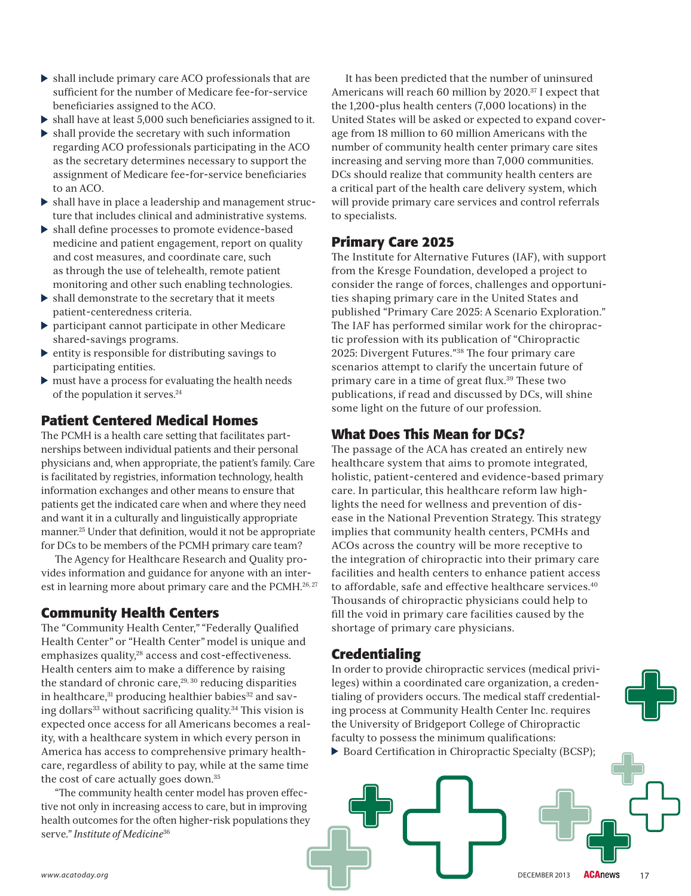- shall include primary care ACO professionals that are sufficient for the number of Medicare fee-for-service beneficiaries assigned to the ACO.
- shall have at least 5,000 such beneficiaries assigned to it.
- shall provide the secretary with such information regarding ACO professionals participating in the ACO as the secretary determines necessary to support the assignment of Medicare fee-for-service beneficiaries to an ACO.
- shall have in place a leadership and management structure that includes clinical and administrative systems.
- shall define processes to promote evidence-based medicine and patient engagement, report on quality and cost measures, and coordinate care, such as through the use of telehealth, remote patient monitoring and other such enabling technologies.
- shall demonstrate to the secretary that it meets patient-centeredness criteria.
- participant cannot participate in other Medicare shared-savings programs.
- entity is responsible for distributing savings to participating entities.
- must have a process for evaluating the health needs of the population it serves.[24]

## Patient Centered Medical Homes

The PCMH is a health care setting that facilitates partnerships between individual patients and their personal physicians and, when appropriate, the patient's family. Care is facilitated by registries, information technology, health information exchanges and other means to ensure that patients get the indicated care when and where they need and want it in a culturally and linguistically appropriate manner.[25] Under that definition, would it not be appropriate for DCs to be members of the PCMH primary care team?

The Agency for Healthcare Research and Quality provides information and guidance for anyone with an interest in learning more about primary care and the PCMH.[26, 27]

## Community Health Centers

The "Community Health Center," "Federally Qualified Health Center" or "Health Center" model is unique and emphasizes quality,[28] access and cost-effectiveness. Health centers aim to make a difference by raising the standard of chronic care,[29, 30] reducing disparities in healthcare,[31] producing healthier babies[32] and saving dollars[33] without sacrificing quality.[34] This vision is expected once access for all Americans becomes a reality, with a healthcare system in which every person in America has access to comprehensive primary healthcare, regardless of ability to pay, while at the same time the cost of care actually goes down.[35]

"The community health center model has proven effective not only in increasing access to care, but in improving health outcomes for the often higher-risk populations they serve." *Institute of Medicine*[36]

It has been predicted that the number of uninsured Americans will reach 60 million by 2020.[37] I expect that the 1,200-plus health centers (7,000 locations) in the United States will be asked or expected to expand coverage from 18 million to 60 million Americans with the number of community health center primary care sites increasing and serving more than 7,000 communities. DCs should realize that community health centers are a critical part of the health care delivery system, which will provide primary care services and control referrals to specialists.

## Primary Care 2025

The Institute for Alternative Futures (IAF), with support from the Kresge Foundation, developed a project to consider the range of forces, challenges and opportunities shaping primary care in the United States and published "Primary Care 2025: A Scenario Exploration." The IAF has performed similar work for the chiropractic profession with its publication of "Chiropractic 2025: Divergent Futures."[38] The four primary care scenarios attempt to clarify the uncertain future of primary care in a time of great flux.[39] These two publications, if read and discussed by DCs, will shine some light on the future of our profession.

## What Does This Mean for DCs?

The passage of the ACA has created an entirely new healthcare system that aims to promote integrated, holistic, patient-centered and evidence-based primary care. In particular, this healthcare reform law highlights the need for wellness and prevention of disease in the National Prevention Strategy. This strategy implies that community health centers, PCMHs and ACOs across the country will be more receptive to the integration of chiropractic into their primary care facilities and health centers to enhance patient access to affordable, safe and effective healthcare services.[40] Thousands of chiropractic physicians could help to fill the void in primary care facilities caused by the shortage of primary care physicians.

## Credentialing

In order to provide chiropractic services (medical privileges) within a coordinated care organization, a credentialing of providers occurs. The medical staff credentialing process at Community Health Center Inc. requires the University of Bridgeport College of Chiropractic faculty to possess the minimum qualifications:

- Board Certification in Chiropractic Specialty (BCSP);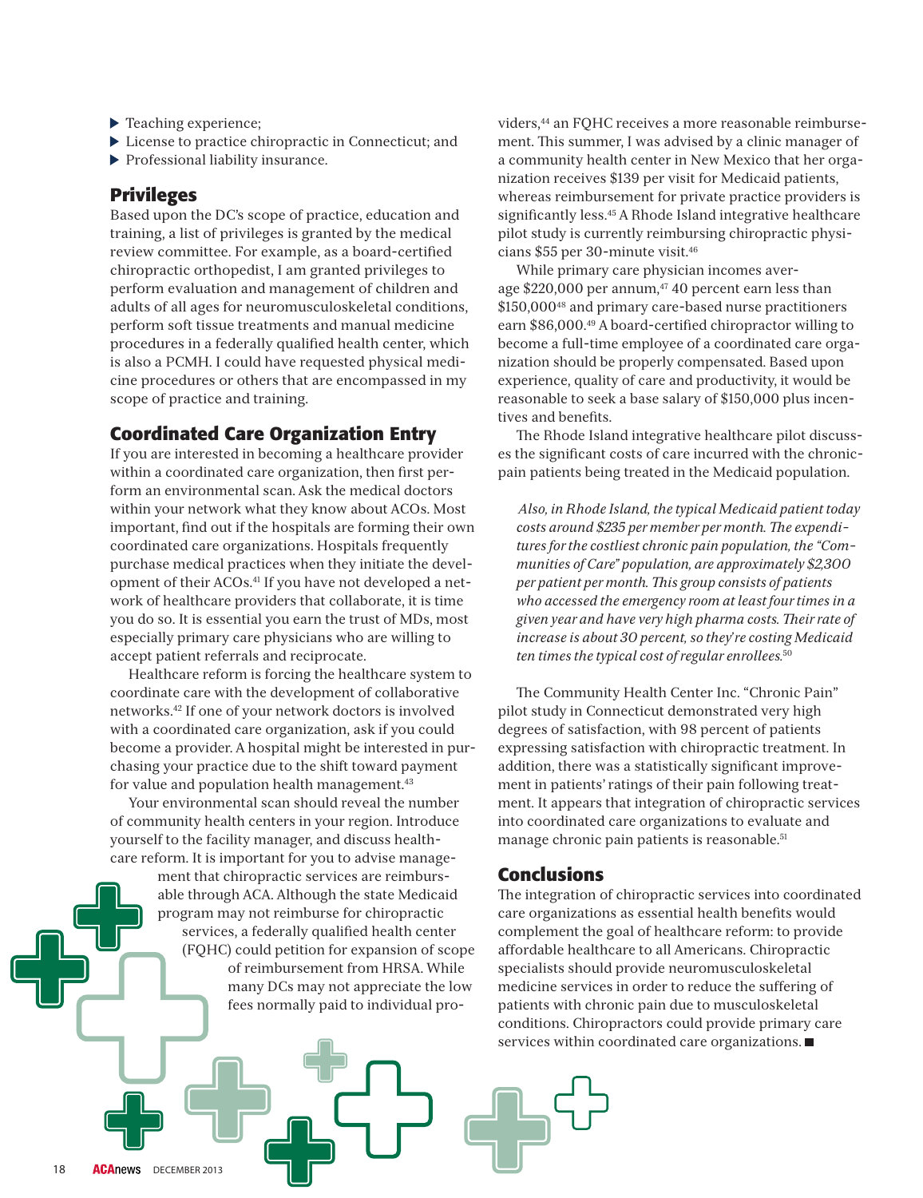- Teaching experience;
- License to practice chiropractic in Connecticut; and
- Professional liability insurance.

## Privileges

Based upon the DC's scope of practice, education and training, a list of privileges is granted by the medical review committee. For example, as a board-certified chiropractic orthopedist, I am granted privileges to perform evaluation and management of children and adults of all ages for neuromusculoskeletal conditions, perform soft tissue treatments and manual medicine procedures in a federally qualified health center, which is also a PCMH. I could have requested physical medicine procedures or others that are encompassed in my scope of practice and training.

## Coordinated Care Organization Entry

If you are interested in becoming a healthcare provider within a coordinated care organization, then first perform an environmental scan. Ask the medical doctors within your network what they know about ACOs. Most important, find out if the hospitals are forming their own coordinated care organizations. Hospitals frequently purchase medical practices when they initiate the development of their ACOs.[41] If you have not developed a network of healthcare providers that collaborate, it is time you do so. It is essential you earn the trust of MDs, most especially primary care physicians who are willing to accept patient referrals and reciprocate.

Healthcare reform is forcing the healthcare system to coordinate care with the development of collaborative networks.[42] If one of your network doctors is involved with a coordinated care organization, ask if you could become a provider. A hospital might be interested in purchasing your practice due to the shift toward payment for value and population health management.[43]

Your environmental scan should reveal the number of community health centers in your region. Introduce yourself to the facility manager, and discuss healthcare reform. It is important for you to advise management that chiropractic services are reimbursable through ACA. Although the state Medicaid program may not reimburse for chiropractic services, a federally qualified health center (FQHC) could petition for expansion of scope of reimbursement from HRSA. While many DCs may not appreciate the low fees normally paid to individual providers,[44] an FQHC receives a more reasonable reimbursement. This summer, I was advised by a clinic manager of a community health center in New Mexico that her organization receives $139 per visit for Medicaid patients, whereas reimbursement for private practice providers is significantly less.[45] A Rhode Island integrative healthcare pilot study is currently reimbursing chiropractic physicians $55 per 30-minute visit.[46]

While primary care physician incomes average $220,000 per annum,[47] 40 percent earn less than $150,000[48] and primary care-based nurse practitioners earn $86,000.[49] A board-certified chiropractor willing to become a full-time employee of a coordinated care organization should be properly compensated. Based upon experience, quality of care and productivity, it would be reasonable to seek a base salary of $150,000 plus incentives and benefits.

The Rhode Island integrative healthcare pilot discusses the significant costs of care incurred with the chronic-pain patients being treated in the Medicaid population.

> *Also, in Rhode Island, the typical Medicaid patient today costs around $235 per member per month. The expenditures for the costliest chronic pain population, the "Communities of Care" population, are approximately $2,300 per patient per month. This group consists of patients who accessed the emergency room at least four times in a given year and have very high pharma costs. Their rate of increase is about 30 percent, so they're costing Medicaid ten times the typical cost of regular enrollees.*[50]

The Community Health Center Inc. "Chronic Pain" pilot study in Connecticut demonstrated very high degrees of satisfaction, with 98 percent of patients expressing satisfaction with chiropractic treatment. In addition, there was a statistically significant improvement in patients' ratings of their pain following treatment. It appears that integration of chiropractic services into coordinated care organizations to evaluate and manage chronic pain patients is reasonable.[51]

## Conclusions

The integration of chiropractic services into coordinated care organizations as essential health benefits would complement the goal of healthcare reform: to provide affordable healthcare to all Americans. Chiropractic specialists should provide neuromusculoskeletal medicine services in order to reduce the suffering of patients with chronic pain due to musculoskeletal conditions. Chiropractors could provide primary care services within coordinated care organizations. ■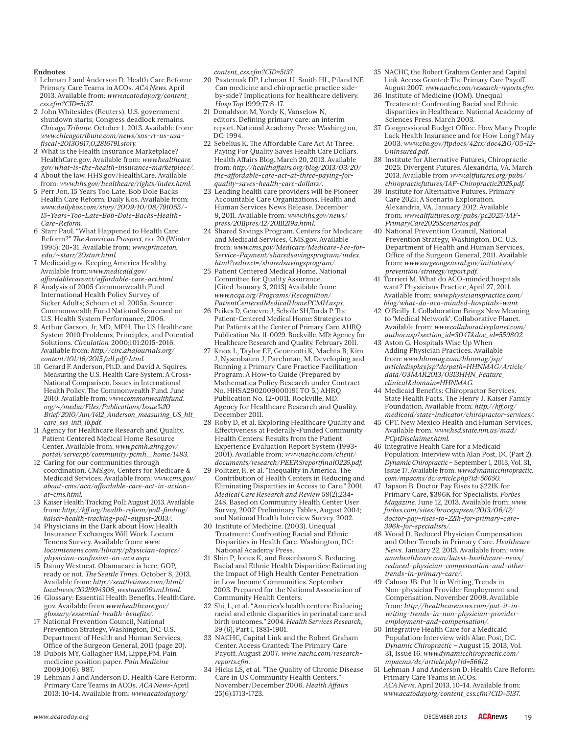**Endnotes**

1. Lehman J and Anderson D. Health Care Reform: Primary Care Teams in ACOs. *ACA News*. April 2013. Available from: *www.acatoday.org/content_css.cfm?CID=5137.*
2. John Whitesides (Reuters). U.S. government shutdown starts; Congress deadlock remains. *Chicago Tribune*. October 1, 2013. Available from: *www.chicagotribune.com/news/sns-rt-us-usa-fiscal-20130917,0,2816791.story.*
3. What is the Health Insurance Marketplace? HealthCare.gov. Available from: *www.healthcare.gov/what-is-the-health-insurance-marketplace/.*
4. About the law. HHS.gov/HealthCare. Available from: *www.hhs.gov/healthcare/rights/index.html.*
5. Perr Jon. 15 Years Too Late, Bob Dole Backs Health Care Reform. Daily Kos. Available from: *www.dailykos.com/story/2009/10/08/791055/-15-Years-Too-Late-Bob-Dole-Backs-Health-Care-Reform.*
6. Starr Paul. "What Happened to Health Care Reform?" *The American Prospect,* no. 20 (Winter 1995): 20-31. Available from: *www.princeton.edu/~starr/20starr.html.*
7. Medicaid.gov. Keeping America Healthy. Available from:*www.medicaid.gov/affordablecareact/affordable-care-act.html.*
8. Analysis of 2005 Commonwealth Fund International Health Policy Survey of Sicker Adults; Schoen et al. 2005a. Source: Commonwealth Fund National Scorecard on U.S. Health System Performance, 2006.
9. Arthur Garson, Jr, MD, MPH. The US Healthcare System 2010 Problems, Principles, and Potential Solutions. *Circulation.* 2000;101:2015-2016. Available from: *http://circ.ahajournals.org/content/101/16/2015.full.pdf+html.*
10. Gerard F. Anderson, Ph.D. and David A. Squires. Measuring the U.S. Health Care System: A Cross-National Comparison. Issues in International Health Policy. The Commonwealth Fund. June 2010. Available from: *www.commonwealthfund.org/~/media/Files/Publications/Issue%20Brief/2010/Jun/1412_Anderson_measuring_US_hlt_care_sys_intl_ib.pdf.*
11. Agency for Healthcare Research and Quality. Patient Centered Medical Home Resource Center. Available from: *www.pcmh.ahrq.gov/portal/server.pt/community/pcmh__home/1483.*
12. Caring for our communities through coordination. *CMS.gov*, Centers for Medicare & Medicaid Services. Available from: *www.cms.gov/about-cms/aca/affordable-care-act-in-action-at-cms.html.*
13. Kaiser Health Tracking Poll: August 2013. Available from: *http://kff.org/health-reform/poll-finding/kaiser-health-tracking-poll-august-2013/.*
14. Physicians in the Dark about How Health Insurance Exchanges Will Work. Locum Tenens Survey. Available from: *www.locumtenens.com/library/physician-topics/physician-confusion-on-aca.aspx*
15. Danny Westneat. Obamacare is here, GOP, ready or not. *The Seattle Times.* October 8, 2013. Available from: *http://seattletimes.com/html/localnews/2021994306_westneat09xml.html.*
16. Glossary: Essential Health Benefits. HealthCare.gov. Available from *www.healthcare.gov/glossary/essential-health-benefits/.*
17. National Prevention Council, National Prevention Strategy, Washington, DC: U.S. Department of Health and Human Services, Office of the Surgeon General, 2011 (page 20).
18. Dubois MY, Gallagher RM, Lippe,PM. Pain medicine position paper. *Pain Medicine* 2009;10(6): 987.
19. Lehman J and Anderson D. Health Care Reform: Primary Care Teams in ACOs. *ACA News*-April 2013: 10-14. Available from: *www.acatoday.org/content_css.cfm?CID=5137.*
20. Pasternak DP, Lehman JJ, Smith HL, Piland NF. Can medicine and chiropractic practice side-by-side? Implications for healthcare delivery. *Hosp Top* 1999;77:8-17.
21. Donaldson M, Yordy K, Vanselow N, editors. Defining primary care: an interim report. National Academy Press; Washington, DC: 1994.
22. Sebelius K. The Affordable Care Act At Three: Paying For Quality Saves Health Care Dollars. Health Affairs Blog. March 20, 2013. Available from: *http://healthaffairs.org/blog/2013/03/20/the-affordable-care-act-at-three-paying-for-quality-saves-health-care-dollars/.*
23. Leading health care providers will be Pioneer Accountable Care Organizations. Health and Human Services News Release. December 9, 2011. Available from: *www.hhs.gov/news/press/2011pres/12/20111219a.html.*
24. Shared Savings Program. Centers for Medicare and Medicaid Services. CMS.gov. Available from: *www.cms.gov/Medicare/Medicare-Fee-for-Service-Payment/sharedsavingsprogram/index.html?redirect=/sharedsavingsprogram/.*
25. Patient Centered Medical Home. National Committee for Quality Assurance. [Cited January 3, 2013] Available from: *www.ncqa.org/Programs/Recognition/PatientCenteredMedicalHomePCMH.aspx.*
26. Peikes D, Genevro J, Scholle SH,Torda P. The Patient-Centered Medical Home: Strategies to Put Patients at the Center of Primary Care. AHRQ Publication No. 11-0029. Rockville, MD: Agency for Healthcare Research and Quality. February 2011.
27. Knox L, Taylor EF, Geonnotti K, Machta R, Kim J, Nysenbaum J, Parchman, M. Developing and Running a Primary Care Practice Facilitation Program: A How-to Guide (Prepared by Mathematica Policy Research under Contract No. HHSA290200900019I TO 5.) AHRQ Publication No. 12-0011. Rockville, MD: Agency for Healthcare Research and Quality. December 2011.
28. Roby D, et al. Exploring Healthcare Quality and Effectiveness at Federally-Funded Community Health Centers: Results from the Patient Experience Evaluation Report System (1993-2001). Available from: *www.nachc.com/client/documents/research/PEERSreportfinal0226.pdf.*
29. Politzer, R, et al. "Inequality in America: The Contribution of Health Centers in Reducing and Eliminating Disparities in Access to Care." 2001. *Medical Care Research and Review* 58(2):234-248. Based on Community Health Center User Survey, 2002' Preliminary Tables, August 2004; and National Health Interview Survey, 2002.
30. Institute of Medicine. (2003). Unequal Treatment: Confronting Racial and Ethnic Disparities in Health Care. Washington, DC: National Academy Press.
31. Shin P, Jones K, and Rosenbaum S. Reducing Racial and Ethnic Health Disparities: Estimating the Impact of High Health Center Penetration in Low Income Communities. September 2003. Prepared for the National Association of Community Health Centers.
32. Shi, L, et al. "America's health centers: Reducing racial and ethnic disparities in perinatal care and birth outcomes." 2004. *Health Services Research*, 39 (6), Part I, 1881-1901.
33. NACHC, Capital Link and the Robert Graham Center. Access Granted: The Primary Care Payoff. August 2007. *www. nachc.com/research-reports.cfm.*
34. Hicks LS, et al. "The Quality of Chronic Disease Care in US Community Health Centers." November/December 2006. *Health Affairs* 25(6):1713-1723.
35. NACHC, the Robert Graham Center and Capital Link. Access Granted: The Primary Care Payoff. August 2007. *www.nachc.com/research-reports.cfm.*
36. Institute of Medicine (IOM). Unequal Treatment: Confronting Racial and Ethnic disparities in Healthcare. National Academy of Sciences Press, March 2003.
37. Congressional Budget Office. How Many People Lack Health Insurance and for How Long? May 2003. *www.cbo.gov/ftpdocs/42xx/doc4210/05-12-Uninsured.pdf.*
38. Institute for Alternative Futures, Chiropractic 2025: Divergent Futures. Alexandria, VA. March 2013. Available from *www.altfutures.org/pubs/chiropracticfutures/IAF-Chiropractic2025.pdf.*
39. Institute for Alternative Futures. Primary Care 2025: A Scenario Exploration. Alexandria, VA. January 2012. Available from: *www.altfutures.org/pubs/pc2025/IAF-PrimaryCare2025Scenarios.pdf.*
40. National Prevention Council, National Prevention Strategy, Washington, DC: U.S. Department of Health and Human Services, Office of the Surgeon General, 2011. Available from: *www.surgeongeneral.gov/initiatives/prevention/strategy/report.pdf.*
41. Torrieri M. What do ACO-minded hospitals want? Physicians Practice, April 27, 2011. Available from: *www.physicianspractice.com/blog/what-do-aco-minded-hospitals-want.*
42. O'Reilly J. Collaboration Brings New Meaning to 'Medical Network'. Collaborative Planet. Available from: *www.collaborativeplanet.com/author.asp?section_id=3047&doc_id=559802.*
43. Aston G. Hospitals Wise Up When Adding Physician Practices. Available from: *www.hhnmag.com/hhnmag/jsp/articledisplay.jsp?dcrpath=HHNMAG/Article/data/03MAR2013/0313HHN_Feature_clinical&domain=HHNMAG.*
44. Medicaid Benefits: Chiropractor Services. State Health Facts. The Henry J. Kaiser Family Foundation. Available from: *http://kff.org/medicaid/state-indicator/chiropractor-services/.*
45. CPT. New Mexico Health and Human Services. Available from: *www.hsd.state.nm.us/mad/PCptDisclaimer.html.*
46. Integrative Health Care for a Medicaid Population: Interview with Alan Post, DC (Part 2). *Dynamic Chiropractic* – September 1, 2013, Vol. 31, Issue 17. Available from: *www.dynamicchiropractic.com/mpacms/dc/article.php?id=56650.*
47. Japson B. Doctor Pay Rises to $221K for Primary Care, $396K for Specialists. *Forbes Magazine*. June 12, 2013. Available from: *www.forbes.com/sites/brucejapsen/2013/06/12/doctor-pay-rises-to-221k-for-primary-care-396k-for-specialists/.*
48. Wood D. Reduced Physician Compensation and Other Trends in Primary Care. *Healthcare News*. January 22, 2013. Available from: *www.amnhealthcare.com/latest-healthcare-news/reduced-physician-compensation-and-other-trends-in-primary-care/.*
49. Calnan JB. Put It in Writing, Trends in Non-physician Provider Employment and Compensation. November 2009. Available from: *http://healthcarenews.com/put-it-in-writing-trends-in-non-physician-provider-employment-and-compensation/.*
50. Integrative Health Care for a Medicaid Population: Interview with Alan Post, DC. *Dynamic Chiropractic* – August 15, 2013, Vol. 31, Issue 16. *www.dynamicchiropractic.com/mpacms/dc/article.php?id=56612.*
51. Lehman J and Anderson D. Health Care Reform: Primary Care Teams in ACOs. *ACA News*. April 2013, 10-14. Available from: *www.acatoday.org/content_css.cfm?CID=5137.*